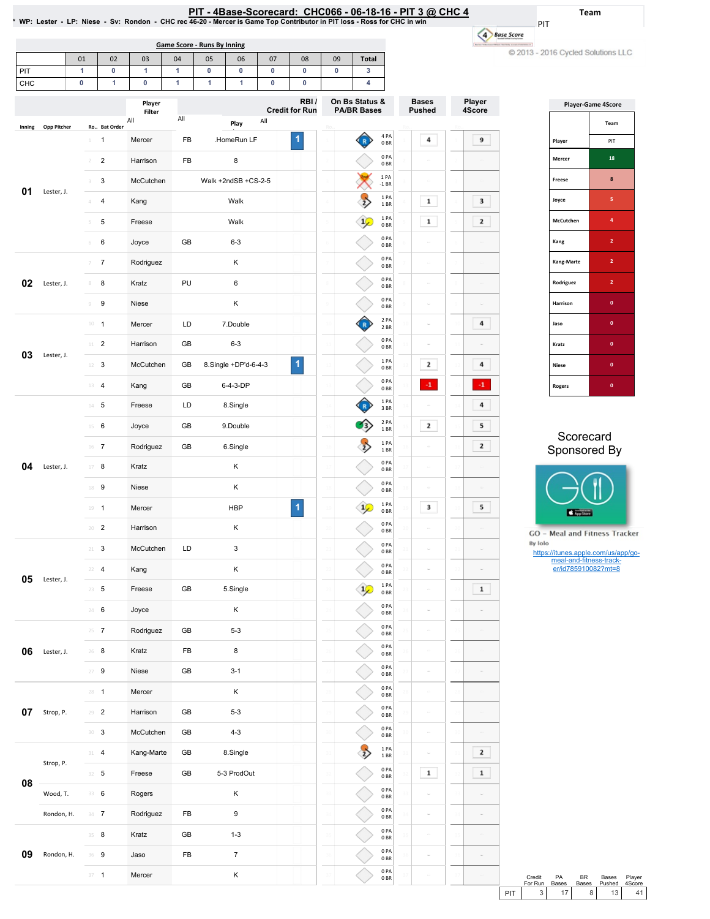# PIT - 4Base-Scorecard: CHC066 - 06-18-16 - PIT 3 @ CHC 4

\* WP: Lester - LP: Niese - Sv: Rondon - CHC rec 46-20 - Mercer is Game Top Contributor in PIT loss - Ross for CHC in win

Team: PIT

© 2013 - 2016 Cycled Solutions LLC

## Game Score - Runs By Inning

| | 01 | 02 | 03 | 04 | 05 | 06 | 07 | 08 | 09 | Total |
|---|---|---|---|---|---|---|---|---|---|---|
| PIT | 1 | 0 | 1 | 1 | 0 | 0 | 0 | 0 | 0 | 3 |
| CHC | 0 | 1 | 0 | 1 | 1 | 1 | 0 | 0 | | 4 |

| Inning | Opp Pitcher | Ro.. | Bat Order | Player | | Play | RBI / Credit for Run | On Bs Status & PA/BR Bases | Bases Pushed | Player 4Score |
|---|---|---|---|---|---|---|---|---|---|---|
| 01 | Lester, J. | 1 | 1 | Mercer | FB | .HomeRun LF | 1 | 4 PA 0 BR | 4 | 9 |
| | | 2 | 2 | Harrison | FB | 8 | | 0 PA 0 BR | | |
| | | 3 | 3 | McCutchen | | Walk +2ndSB +CS-2-5 | | 1 PA -1 BR | | |
| | | 4 | 4 | Kang | | Walk | | 1 PA 1 BR | 1 | 3 |
| | | 5 | 5 | Freese | | Walk | | 1 PA 0 BR | 1 | 2 |
| | | 6 | 6 | Joyce | GB | 6-3 | | 0 PA 0 BR | | |
| 02 | Lester, J. | 7 | 7 | Rodriguez | | K | | 0 PA 0 BR | | |
| | | 8 | 8 | Kratz | PU | 6 | | 0 PA 0 BR | | |
| | | 9 | 9 | Niese | | K | | 0 PA 0 BR | | |
| 03 | Lester, J. | 10 | 1 | Mercer | LD | 7.Double | | 2 PA 2 BR | | 4 |
| | | 11 | 2 | Harrison | GB | 6-3 | | 0 PA 0 BR | | |
| | | 12 | 3 | McCutchen | GB | 8.Single +DP'd-6-4-3 | 1 | 1 PA 0 BR | 2 | 4 |
| | | 13 | 4 | Kang | GB | 6-4-3-DP | | 0 PA 0 BR | -1 | -1 |
| 04 | Lester, J. | 14 | 5 | Freese | LD | 8.Single | | 1 PA 3 BR | | 4 |
| | | 15 | 6 | Joyce | GB | 9.Double | | 2 PA 1 BR | 2 | 5 |
| | | 16 | 7 | Rodriguez | GB | 6.Single | | 1 PA 1 BR | | 2 |
| | | 17 | 8 | Kratz | | K | | 0 PA 0 BR | | |
| | | 18 | 9 | Niese | | K | | 0 PA 0 BR | | |
| | | 19 | 1 | Mercer | | HBP | 1 | 1 PA 0 BR | 3 | 5 |
| | | 20 | 2 | Harrison | | K | | 0 PA 0 BR | | |
| 05 | Lester, J. | 21 | 3 | McCutchen | LD | 3 | | 0 PA 0 BR | | |
| | | 22 | 4 | Kang | | K | | 0 PA 0 BR | | |
| | | 23 | 5 | Freese | GB | 5.Single | | 1 PA 0 BR | | 1 |
| | | 24 | 6 | Joyce | | K | | 0 PA 0 BR | | |
| 06 | Lester, J. | 25 | 7 | Rodriguez | GB | 5-3 | | 0 PA 0 BR | | |
| | | 26 | 8 | Kratz | FB | 8 | | 0 PA 0 BR | | |
| | | 27 | 9 | Niese | GB | 3-1 | | 0 PA 0 BR | | |
| 07 | Strop, P. | 28 | 1 | Mercer | | K | | 0 PA 0 BR | | |
| | | 29 | 2 | Harrison | GB | 5-3 | | 0 PA 0 BR | | |
| | | 30 | 3 | McCutchen | GB | 4-3 | | 0 PA 0 BR | | |
| 08 | Strop, P. | 31 | 4 | Kang-Marte | GB | 8.Single | | 1 PA 1 BR | | 2 |
| | | 32 | 5 | Freese | GB | 5-3 ProdOut | | 0 PA 0 BR | 1 | 1 |
| | Wood, T. | 33 | 6 | Rogers | | K | | 0 PA 0 BR | | |
| | Rondon, H. | 34 | 7 | Rodriguez | FB | 9 | | 0 PA 0 BR | | |
| 09 | Rondon, H. | 35 | 8 | Kratz | GB | 1-3 | | 0 PA 0 BR | | |
| | | 36 | 9 | Jaso | FB | 7 | | 0 PA 0 BR | | |
| | | 37 | 1 | Mercer | | K | | 0 PA 0 BR | | |

## Player-Game 4Score

| Player | PIT |
|---|---|
| Mercer | 18 |
| Freese | 8 |
| Joyce | 5 |
| McCutchen | 4 |
| Kang | 2 |
| Kang-Marte | 2 |
| Rodriguez | 2 |
| Harrison | 0 |
| Jaso | 0 |
| Kratz | 0 |
| Niese | 0 |
| Rogers | 0 |

Scorecard Sponsored By

GO - Meal and Fitness Tracker
By Iolo
https://itunes.apple.com/us/app/go-meal-and-fitness-track-er/id785910082?mt=8

| | Credit For Run | PA Bases | BR Bases | Bases Pushed | Player 4Score |
|---|---|---|---|---|---|
| PIT | 3 | 17 | 8 | 13 | 41 |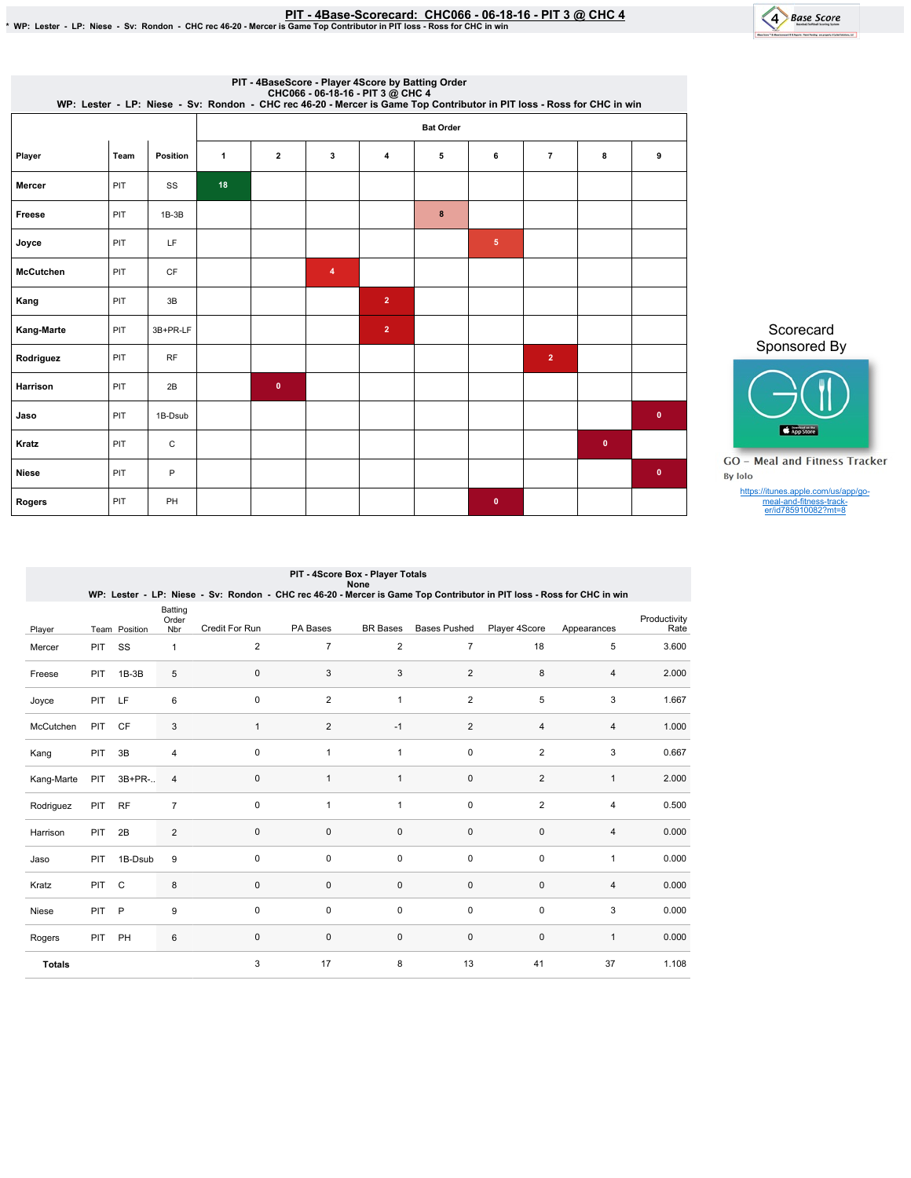# PIT - 4Base-Scorecard: CHC066 - 06-18-16 - PIT 3 @ CHC 4

* WP: Lester - LP: Niese - Sv: Rondon - CHC rec 46-20 - Mercer is Game Top Contributor in PIT loss - Ross for CHC in win

## PIT - 4BaseScore - Player 4Score by Batting Order

CHC066 - 06-18-16 - PIT 3 @ CHC 4

WP: Lester - LP: Niese - Sv: Rondon - CHC rec 46-20 - Mercer is Game Top Contributor in PIT loss - Ross for CHC in win

| | | | Bat Order | | | | | | | | |
|---|---|---|---|---|---|---|---|---|---|---|---|
| Player | Team | Position | 1 | 2 | 3 | 4 | 5 | 6 | 7 | 8 | 9 |
| Mercer | PIT | SS | 18 | | | | | | | | |
| Freese | PIT | 1B-3B | | | | | 8 | | | | |
| Joyce | PIT | LF | | | | | | 5 | | | |
| McCutchen | PIT | CF | | | 4 | | | | | | |
| Kang | PIT | 3B | | | | 2 | | | | | |
| Kang-Marte | PIT | 3B+PR-LF | | | | 2 | | | | | |
| Rodriguez | PIT | RF | | | | | | | 2 | | |
| Harrison | PIT | 2B | | 0 | | | | | | | |
| Jaso | PIT | 1B-Dsub | | | | | | | | | 0 |
| Kratz | PIT | C | | | | | | | | 0 | |
| Niese | PIT | P | | | | | | | | | 0 |
| Rogers | PIT | PH | | | | | | 0 | | | |

Scorecard Sponsored By

GO - Meal and Fitness Tracker

By Iolo

https://itunes.apple.com/us/app/go-meal-and-fitness-track-er/id785910082?mt=8

## PIT - 4Score Box - Player Totals

None

WP: Lester - LP: Niese - Sv: Rondon - CHC rec 46-20 - Mercer is Game Top Contributor in PIT loss - Ross for CHC in win

| Player | Team | Position | Batting Order Nbr | Credit For Run | PA Bases | BR Bases | Bases Pushed | Player 4Score | Appearances | Productivity Rate |
|---|---|---|---|---|---|---|---|---|---|---|
| Mercer | PIT | SS | 1 | 2 | 7 | 2 | 7 | 18 | 5 | 3.600 |
| Freese | PIT | 1B-3B | 5 | 0 | 3 | 3 | 2 | 8 | 4 | 2.000 |
| Joyce | PIT | LF | 6 | 0 | 2 | 1 | 2 | 5 | 3 | 1.667 |
| McCutchen | PIT | CF | 3 | 1 | 2 | -1 | 2 | 4 | 4 | 1.000 |
| Kang | PIT | 3B | 4 | 0 | 1 | 1 | 0 | 2 | 3 | 0.667 |
| Kang-Marte | PIT | 3B+PR-.. | 4 | 0 | 1 | 1 | 0 | 2 | 1 | 2.000 |
| Rodriguez | PIT | RF | 7 | 0 | 1 | 1 | 0 | 2 | 4 | 0.500 |
| Harrison | PIT | 2B | 2 | 0 | 0 | 0 | 0 | 0 | 4 | 0.000 |
| Jaso | PIT | 1B-Dsub | 9 | 0 | 0 | 0 | 0 | 0 | 1 | 0.000 |
| Kratz | PIT | C | 8 | 0 | 0 | 0 | 0 | 0 | 4 | 0.000 |
| Niese | PIT | P | 9 | 0 | 0 | 0 | 0 | 0 | 3 | 0.000 |
| Rogers | PIT | PH | 6 | 0 | 0 | 0 | 0 | 0 | 1 | 0.000 |
| **Totals** | | | | 3 | 17 | 8 | 13 | 41 | 37 | 1.108 |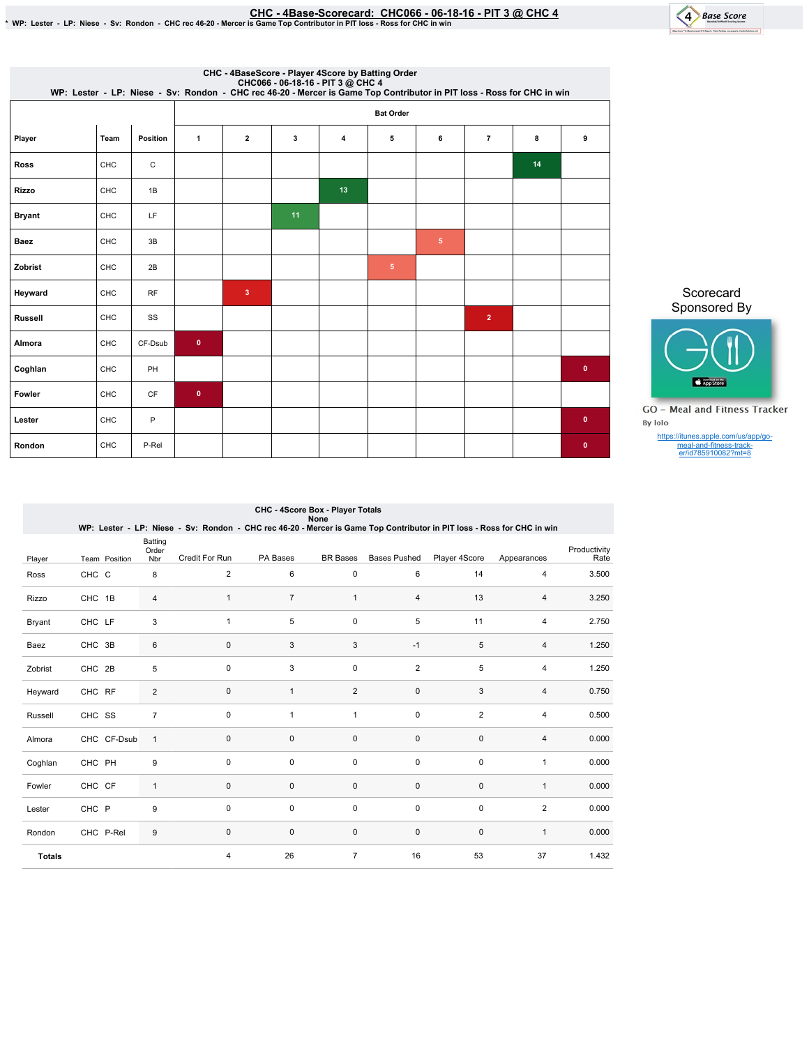# CHC - 4Base-Scorecard: CHC066 - 06-18-16 - PIT 3 @ CHC 4

* WP: Lester - LP: Niese - Sv: Rondon - CHC rec 46-20 - Mercer is Game Top Contributor in PIT loss - Ross for CHC in win

## CHC - 4BaseScore - Player 4Score by Batting Order

CHC066 - 06-18-16 - PIT 3 @ CHC 4

WP: Lester - LP: Niese - Sv: Rondon - CHC rec 46-20 - Mercer is Game Top Contributor in PIT loss - Ross for CHC in win

| Player | Team | Position | Bat Order 1 | 2 | 3 | 4 | 5 | 6 | 7 | 8 | 9 |
|---|---|---|---|---|---|---|---|---|---|---|---|
| Ross | CHC | C | | | | | | | | 14 | |
| Rizzo | CHC | 1B | | | | 13 | | | | | |
| Bryant | CHC | LF | | | 11 | | | | | | |
| Baez | CHC | 3B | | | | | | 5 | | | |
| Zobrist | CHC | 2B | | | | | 5 | | | | |
| Heyward | CHC | RF | | 3 | | | | | | | |
| Russell | CHC | SS | | | | | | | 2 | | |
| Almora | CHC | CF-Dsub | 0 | | | | | | | | |
| Coghlan | CHC | PH | | | | | | | | | 0 |
| Fowler | CHC | CF | 0 | | | | | | | | |
| Lester | CHC | P | | | | | | | | | 0 |
| Rondon | CHC | P-Rel | | | | | | | | | 0 |

Scorecard Sponsored By

GO – Meal and Fitness Tracker

By Iolo

https://itunes.apple.com/us/app/go-meal-and-fitness-track-er/id785910082?mt=8

## CHC - 4Score Box - Player Totals

None

WP: Lester - LP: Niese - Sv: Rondon - CHC rec 46-20 - Mercer is Game Top Contributor in PIT loss - Ross for CHC in win

| Player | Team | Position | Batting Order Nbr | Credit For Run | PA Bases | BR Bases | Bases Pushed | Player 4Score | Appearances | Productivity Rate |
|---|---|---|---|---|---|---|---|---|---|---|
| Ross | CHC | C | 8 | 2 | 6 | 0 | 6 | 14 | 4 | 3.500 |
| Rizzo | CHC | 1B | 4 | 1 | 7 | 1 | 4 | 13 | 4 | 3.250 |
| Bryant | CHC | LF | 3 | 1 | 5 | 0 | 5 | 11 | 4 | 2.750 |
| Baez | CHC | 3B | 6 | 0 | 3 | 3 | -1 | 5 | 4 | 1.250 |
| Zobrist | CHC | 2B | 5 | 0 | 3 | 0 | 2 | 5 | 4 | 1.250 |
| Heyward | CHC | RF | 2 | 0 | 1 | 2 | 0 | 3 | 4 | 0.750 |
| Russell | CHC | SS | 7 | 0 | 1 | 1 | 0 | 2 | 4 | 0.500 |
| Almora | CHC | CF-Dsub | 1 | 0 | 0 | 0 | 0 | 0 | 4 | 0.000 |
| Coghlan | CHC | PH | 9 | 0 | 0 | 0 | 0 | 0 | 1 | 0.000 |
| Fowler | CHC | CF | 1 | 0 | 0 | 0 | 0 | 0 | 1 | 0.000 |
| Lester | CHC | P | 9 | 0 | 0 | 0 | 0 | 0 | 2 | 0.000 |
| Rondon | CHC | P-Rel | 9 | 0 | 0 | 0 | 0 | 0 | 1 | 0.000 |
| **Totals** | | | | 4 | 26 | 7 | 16 | 53 | 37 | 1.432 |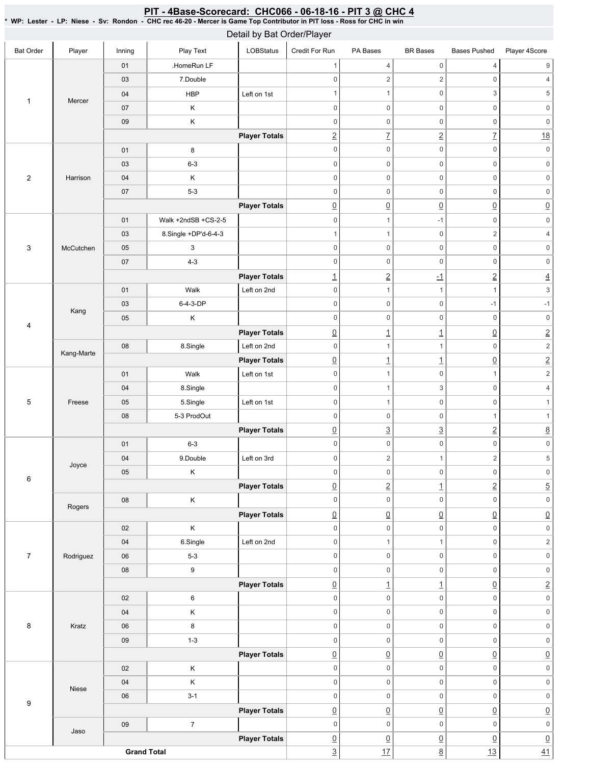# PIT - 4Base-Scorecard: CHC066 - 06-18-16 - PIT 3 @ CHC 4

**\* WP: Lester - LP: Niese - Sv: Rondon - CHC rec 46-20 - Mercer is Game Top Contributor in PIT loss - Ross for CHC in win**

## Detail by Bat Order/Player

| Bat Order | Player | Inning | Play Text | LOBStatus | Credit For Run | PA Bases | BR Bases | Bases Pushed | Player 4Score |
|---|---|---|---|---|---|---|---|---|---|
| 1 | Mercer | 01 | .HomeRun LF | | 1 | 4 | 0 | 4 | 9 |
| | | 03 | 7.Double | | 0 | 2 | 2 | 0 | 4 |
| | | 04 | HBP | Left on 1st | 1 | 1 | 0 | 3 | 5 |
| | | 07 | K | | 0 | 0 | 0 | 0 | 0 |
| | | 09 | K | | 0 | 0 | 0 | 0 | 0 |
| | | | | **Player Totals** | 2 | 7 | 2 | 7 | 18 |
| 2 | Harrison | 01 | 8 | | 0 | 0 | 0 | 0 | 0 |
| | | 03 | 6-3 | | 0 | 0 | 0 | 0 | 0 |
| | | 04 | K | | 0 | 0 | 0 | 0 | 0 |
| | | 07 | 5-3 | | 0 | 0 | 0 | 0 | 0 |
| | | | | **Player Totals** | 0 | 0 | 0 | 0 | 0 |
| 3 | McCutchen | 01 | Walk +2ndSB +CS-2-5 | | 0 | 1 | -1 | 0 | 0 |
| | | 03 | 8.Single +DP'd-6-4-3 | | 1 | 1 | 0 | 2 | 4 |
| | | 05 | 3 | | 0 | 0 | 0 | 0 | 0 |
| | | 07 | 4-3 | | 0 | 0 | 0 | 0 | 0 |
| | | | | **Player Totals** | 1 | 2 | -1 | 2 | 4 |
| 4 | Kang | 01 | Walk | Left on 2nd | 0 | 1 | 1 | 1 | 3 |
| | | 03 | 6-4-3-DP | | 0 | 0 | 0 | -1 | -1 |
| | | 05 | K | | 0 | 0 | 0 | 0 | 0 |
| | | | | **Player Totals** | 0 | 1 | 1 | 0 | 2 |
| | Kang-Marte | 08 | 8.Single | Left on 2nd | 0 | 1 | 1 | 0 | 2 |
| | | | | **Player Totals** | 0 | 1 | 1 | 0 | 2 |
| 5 | Freese | 01 | Walk | Left on 1st | 0 | 1 | 0 | 1 | 2 |
| | | 04 | 8.Single | | 0 | 1 | 3 | 0 | 4 |
| | | 05 | 5.Single | Left on 1st | 0 | 1 | 0 | 0 | 1 |
| | | 08 | 5-3 ProdOut | | 0 | 0 | 0 | 1 | 1 |
| | | | | **Player Totals** | 0 | 3 | 3 | 2 | 8 |
| 6 | Joyce | 01 | 6-3 | | 0 | 0 | 0 | 0 | 0 |
| | | 04 | 9.Double | Left on 3rd | 0 | 2 | 1 | 2 | 5 |
| | | 05 | K | | 0 | 0 | 0 | 0 | 0 |
| | | | | **Player Totals** | 0 | 2 | 1 | 2 | 5 |
| | Rogers | 08 | K | | 0 | 0 | 0 | 0 | 0 |
| | | | | **Player Totals** | 0 | 0 | 0 | 0 | 0 |
| 7 | Rodriguez | 02 | K | | 0 | 0 | 0 | 0 | 0 |
| | | 04 | 6.Single | Left on 2nd | 0 | 1 | 1 | 0 | 2 |
| | | 06 | 5-3 | | 0 | 0 | 0 | 0 | 0 |
| | | 08 | 9 | | 0 | 0 | 0 | 0 | 0 |
| | | | | **Player Totals** | 0 | 1 | 1 | 0 | 2 |
| 8 | Kratz | 02 | 6 | | 0 | 0 | 0 | 0 | 0 |
| | | 04 | K | | 0 | 0 | 0 | 0 | 0 |
| | | 06 | 8 | | 0 | 0 | 0 | 0 | 0 |
| | | 09 | 1-3 | | 0 | 0 | 0 | 0 | 0 |
| | | | | **Player Totals** | 0 | 0 | 0 | 0 | 0 |
| 9 | Niese | 02 | K | | 0 | 0 | 0 | 0 | 0 |
| | | 04 | K | | 0 | 0 | 0 | 0 | 0 |
| | | 06 | 3-1 | | 0 | 0 | 0 | 0 | 0 |
| | | | | **Player Totals** | 0 | 0 | 0 | 0 | 0 |
| | Jaso | 09 | 7 | | 0 | 0 | 0 | 0 | 0 |
| | | | | **Player Totals** | 0 | 0 | 0 | 0 | 0 |
| **Grand Total** | | | | | 3 | 17 | 8 | 13 | 41 |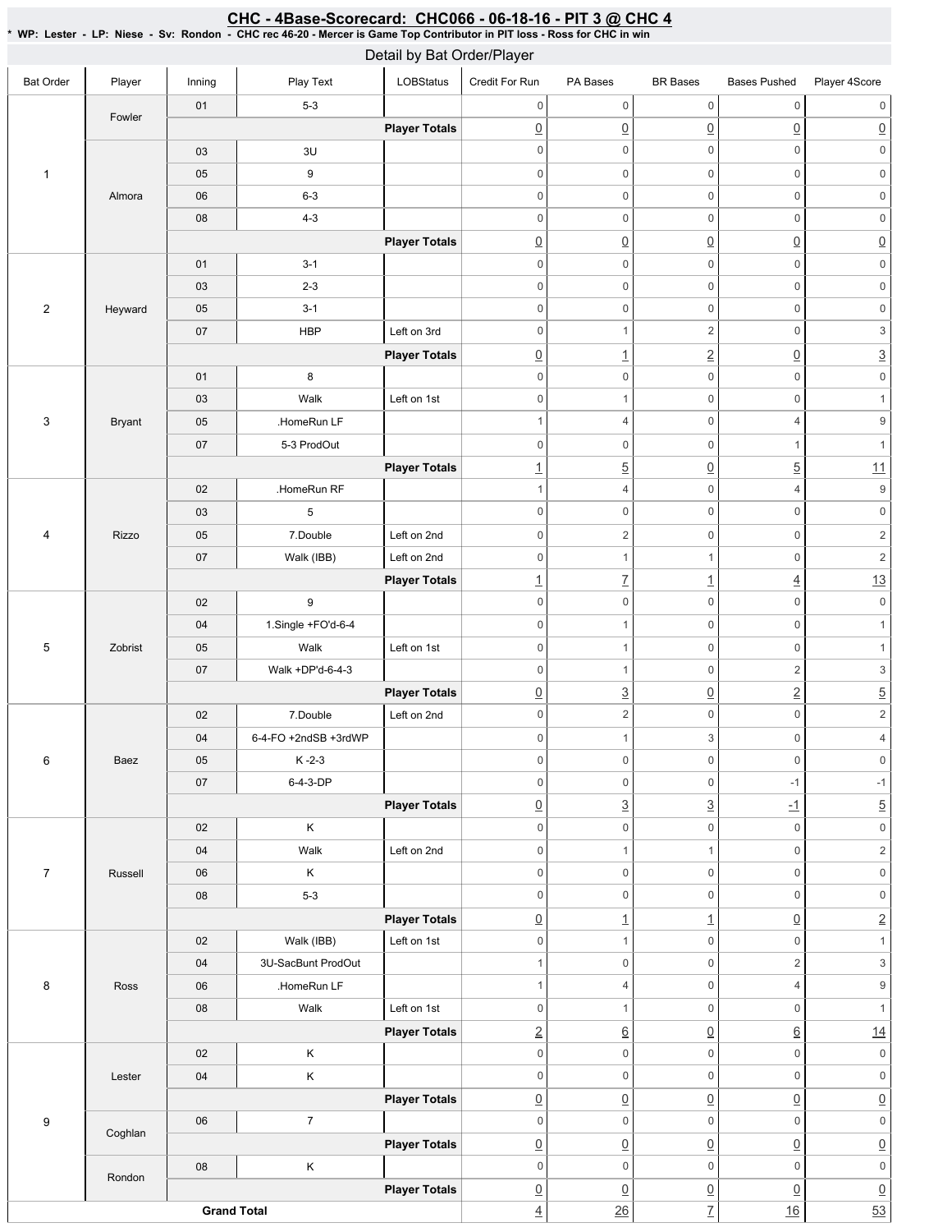## CHC - 4Base-Scorecard: CHC066 - 06-18-16 - PIT 3 @ CHC 4

* WP: Lester - LP: Niese - Sv: Rondon - CHC rec 46-20 - Mercer is Game Top Contributor in PIT loss - Ross for CHC in win

### Detail by Bat Order/Player

| Bat Order | Player | Inning | Play Text | LOBStatus | Credit For Run | PA Bases | BR Bases | Bases Pushed | Player 4Score |
|---|---|---|---|---|---|---|---|---|---|
| 1 | Fowler | 01 | 5-3 | | 0 | 0 | 0 | 0 | 0 |
| | | | | Player Totals | 0 | 0 | 0 | 0 | 0 |
| | Almora | 03 | 3U | | 0 | 0 | 0 | 0 | 0 |
| | | 05 | 9 | | 0 | 0 | 0 | 0 | 0 |
| | | 06 | 6-3 | | 0 | 0 | 0 | 0 | 0 |
| | | 08 | 4-3 | | 0 | 0 | 0 | 0 | 0 |
| | | | | Player Totals | 0 | 0 | 0 | 0 | 0 |
| 2 | Heyward | 01 | 3-1 | | 0 | 0 | 0 | 0 | 0 |
| | | 03 | 2-3 | | 0 | 0 | 0 | 0 | 0 |
| | | 05 | 3-1 | | 0 | 0 | 0 | 0 | 0 |
| | | 07 | HBP | Left on 3rd | 0 | 1 | 2 | 0 | 3 |
| | | | | Player Totals | 0 | 1 | 2 | 0 | 3 |
| 3 | Bryant | 01 | 8 | | 0 | 0 | 0 | 0 | 0 |
| | | 03 | Walk | Left on 1st | 0 | 1 | 0 | 0 | 1 |
| | | 05 | .HomeRun LF | | 1 | 4 | 0 | 4 | 9 |
| | | 07 | 5-3 ProdOut | | 0 | 0 | 0 | 1 | 1 |
| | | | | Player Totals | 1 | 5 | 0 | 5 | 11 |
| 4 | Rizzo | 02 | .HomeRun RF | | 1 | 4 | 0 | 4 | 9 |
| | | 03 | 5 | | 0 | 0 | 0 | 0 | 0 |
| | | 05 | 7.Double | Left on 2nd | 0 | 2 | 0 | 0 | 2 |
| | | 07 | Walk (IBB) | Left on 2nd | 0 | 1 | 1 | 0 | 2 |
| | | | | Player Totals | 1 | 7 | 1 | 4 | 13 |
| 5 | Zobrist | 02 | 9 | | 0 | 0 | 0 | 0 | 0 |
| | | 04 | 1.Single +FO'd-6-4 | | 0 | 1 | 0 | 0 | 1 |
| | | 05 | Walk | Left on 1st | 0 | 1 | 0 | 0 | 1 |
| | | 07 | Walk +DP'd-6-4-3 | | 0 | 1 | 0 | 2 | 3 |
| | | | | Player Totals | 0 | 3 | 0 | 2 | 5 |
| 6 | Baez | 02 | 7.Double | Left on 2nd | 0 | 2 | 0 | 0 | 2 |
| | | 04 | 6-4-FO +2ndSB +3rdWP | | 0 | 1 | 3 | 0 | 4 |
| | | 05 | K -2-3 | | 0 | 0 | 0 | 0 | 0 |
| | | 07 | 6-4-3-DP | | 0 | 0 | 0 | -1 | -1 |
| | | | | Player Totals | 0 | 3 | 3 | -1 | 5 |
| 7 | Russell | 02 | K | | 0 | 0 | 0 | 0 | 0 |
| | | 04 | Walk | Left on 2nd | 0 | 1 | 1 | 0 | 2 |
| | | 06 | K | | 0 | 0 | 0 | 0 | 0 |
| | | 08 | 5-3 | | 0 | 0 | 0 | 0 | 0 |
| | | | | Player Totals | 0 | 1 | 1 | 0 | 2 |
| 8 | Ross | 02 | Walk (IBB) | Left on 1st | 0 | 1 | 0 | 0 | 1 |
| | | 04 | 3U-SacBunt ProdOut | | 1 | 0 | 0 | 2 | 3 |
| | | 06 | .HomeRun LF | | 1 | 4 | 0 | 4 | 9 |
| | | 08 | Walk | Left on 1st | 0 | 1 | 0 | 0 | 1 |
| | | | | Player Totals | 2 | 6 | 0 | 6 | 14 |
| 9 | Lester | 02 | K | | 0 | 0 | 0 | 0 | 0 |
| | | 04 | K | | 0 | 0 | 0 | 0 | 0 |
| | | | | Player Totals | 0 | 0 | 0 | 0 | 0 |
| | Coghlan | 06 | 7 | | 0 | 0 | 0 | 0 | 0 |
| | | | | Player Totals | 0 | 0 | 0 | 0 | 0 |
| | Rondon | 08 | K | | 0 | 0 | 0 | 0 | 0 |
| | | | | Player Totals | 0 | 0 | 0 | 0 | 0 |
| Grand Total | | | | | 4 | 26 | 7 | 16 | 53 |